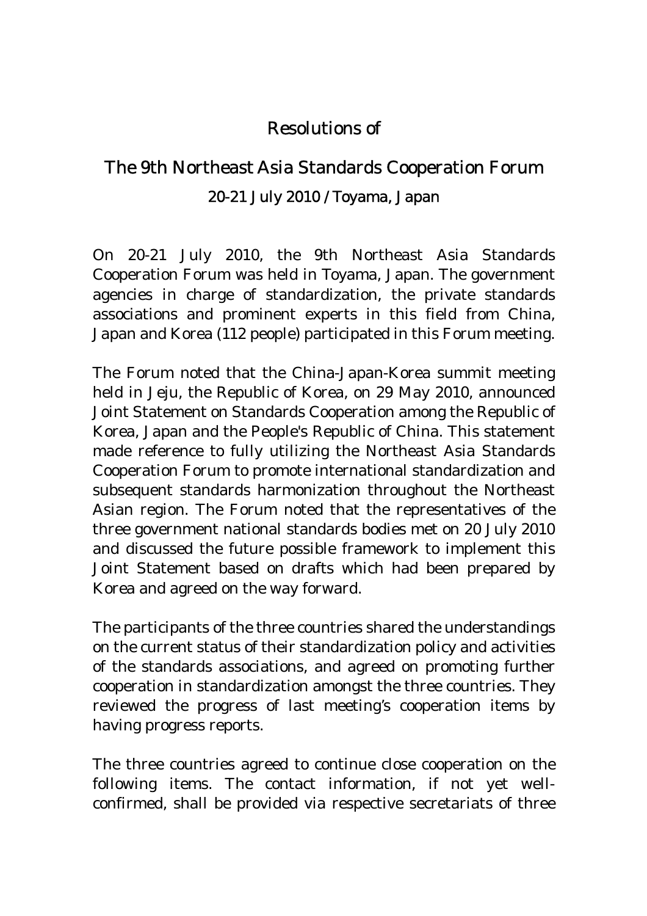# Resolutions of

# The 9th Northeast Asia Standards Cooperation Forum

## 20-21 July 2010 / Toyama, Japan

On 20-21 July 2010, the 9th Northeast Asia Standards Cooperation Forum was held in Toyama, Japan. The government agencies in charge of standardization, the private standards associations and prominent experts in this field from China, Japan and Korea (112 people) participated in this Forum meeting.

The Forum noted that the China-Japan-Korea summit meeting held in Jeju, the Republic of Korea, on 29 May 2010, announced Joint Statement on Standards Cooperation among the Republic of Korea, Japan and the People's Republic of China. This statement made reference to fully utilizing the Northeast Asia Standards Cooperation Forum to promote international standardization and subsequent standards harmonization throughout the Northeast Asian region. The Forum noted that the representatives of the three government national standards bodies met on 20 July 2010 and discussed the future possible framework to implement this Joint Statement based on drafts which had been prepared by Korea and agreed on the way forward.

The participants of the three countries shared the understandings on the current status of their standardization policy and activities of the standards associations, and agreed on promoting further cooperation in standardization amongst the three countries. They reviewed the progress of last meeting's cooperation items by having progress reports.

The three countries agreed to continue close cooperation on the following items. The contact information, if not yet well-confirmed, shall be provided via respective secretariats of three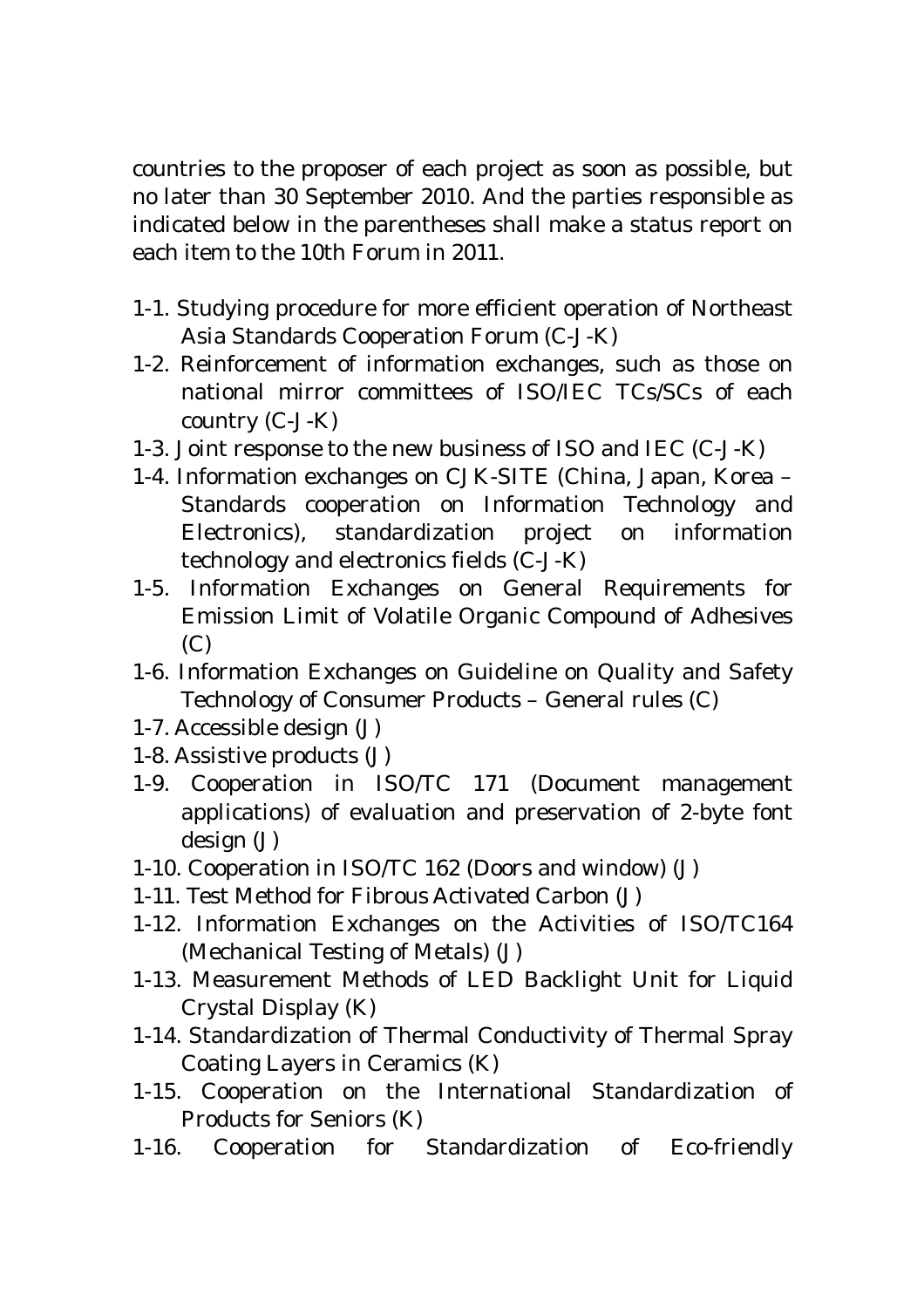countries to the proposer of each project as soon as possible, but no later than 30 September 2010. And the parties responsible as indicated below in the parentheses shall make a status report on each item to the 10th Forum in 2011.

1-1. Studying procedure for more efficient operation of Northeast Asia Standards Cooperation Forum (C-J-K)
1-2. Reinforcement of information exchanges, such as those on national mirror committees of ISO/IEC TCs/SCs of each country (C-J-K)
1-3. Joint response to the new business of ISO and IEC (C-J-K)
1-4. Information exchanges on CJK-SITE (China, Japan, Korea – Standards cooperation on Information Technology and Electronics), standardization project on information technology and electronics fields (C-J-K)
1-5. Information Exchanges on General Requirements for Emission Limit of Volatile Organic Compound of Adhesives (C)
1-6. Information Exchanges on Guideline on Quality and Safety Technology of Consumer Products – General rules (C)
1-7. Accessible design (J)
1-8. Assistive products (J)
1-9. Cooperation in ISO/TC 171 (Document management applications) of evaluation and preservation of 2-byte font design (J)
1-10. Cooperation in ISO/TC 162 (Doors and window) (J)
1-11. Test Method for Fibrous Activated Carbon (J)
1-12. Information Exchanges on the Activities of ISO/TC164 (Mechanical Testing of Metals) (J)
1-13. Measurement Methods of LED Backlight Unit for Liquid Crystal Display (K)
1-14. Standardization of Thermal Conductivity of Thermal Spray Coating Layers in Ceramics (K)
1-15. Cooperation on the International Standardization of Products for Seniors (K)
1-16. Cooperation for Standardization of Eco-friendly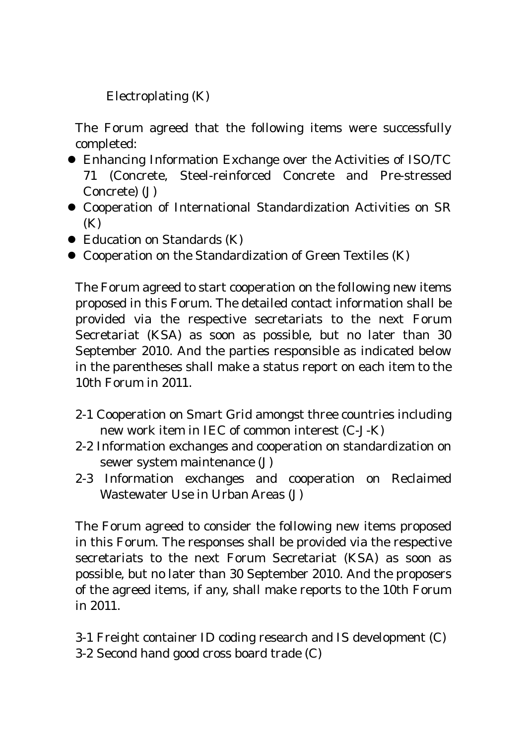Electroplating (K)

The Forum agreed that the following items were successfully completed:

- Enhancing Information Exchange over the Activities of ISO/TC 71 (Concrete, Steel-reinforced Concrete and Pre-stressed Concrete) (J)
- Cooperation of International Standardization Activities on SR (K)
- Education on Standards (K)
- Cooperation on the Standardization of Green Textiles (K)

The Forum agreed to start cooperation on the following new items proposed in this Forum. The detailed contact information shall be provided via the respective secretariats to the next Forum Secretariat (KSA) as soon as possible, but no later than 30 September 2010. And the parties responsible as indicated below in the parentheses shall make a status report on each item to the 10th Forum in 2011.

2-1 Cooperation on Smart Grid amongst three countries including new work item in IEC of common interest (C-J-K)
2-2 Information exchanges and cooperation on standardization on sewer system maintenance (J)
2-3 Information exchanges and cooperation on Reclaimed Wastewater Use in Urban Areas (J)

The Forum agreed to consider the following new items proposed in this Forum. The responses shall be provided via the respective secretariats to the next Forum Secretariat (KSA) as soon as possible, but no later than 30 September 2010. And the proposers of the agreed items, if any, shall make reports to the 10th Forum in 2011.

3-1 Freight container ID coding research and IS development (C)
3-2 Second hand good cross board trade (C)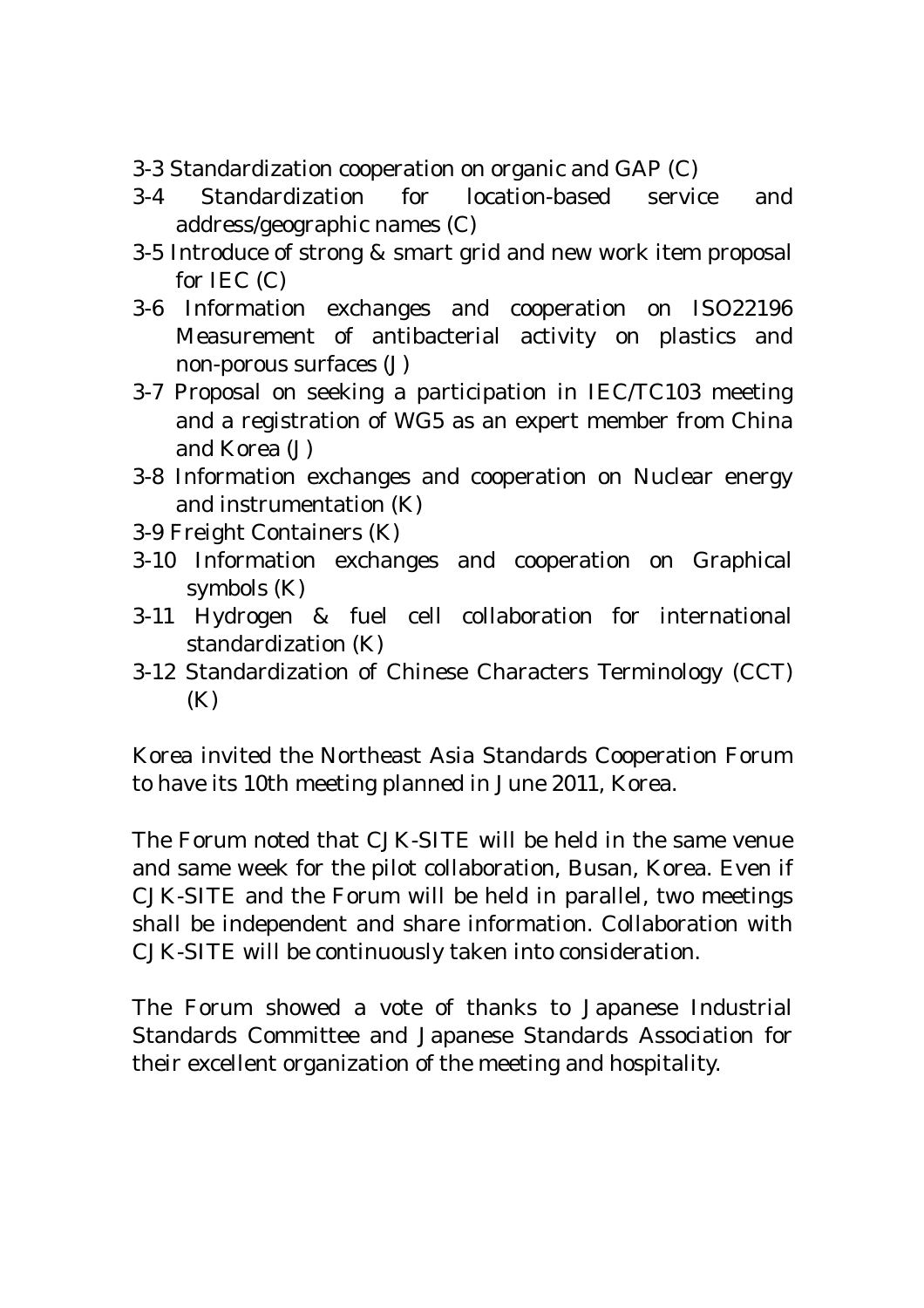- 3-3 Standardization cooperation on organic and GAP (C)
- 3-4 Standardization for location-based service and address/geographic names (C)
- 3-5 Introduce of strong & smart grid and new work item proposal for IEC (C)
- 3-6 Information exchanges and cooperation on ISO22196 Measurement of antibacterial activity on plastics and non-porous surfaces (J)
- 3-7 Proposal on seeking a participation in IEC/TC103 meeting and a registration of WG5 as an expert member from China and Korea (J)
- 3-8 Information exchanges and cooperation on Nuclear energy and instrumentation (K)
- 3-9 Freight Containers (K)
- 3-10 Information exchanges and cooperation on Graphical symbols (K)
- 3-11 Hydrogen & fuel cell collaboration for international standardization (K)
- 3-12 Standardization of Chinese Characters Terminology (CCT) (K)

Korea invited the Northeast Asia Standards Cooperation Forum to have its 10th meeting planned in June 2011, Korea.

The Forum noted that CJK-SITE will be held in the same venue and same week for the pilot collaboration, Busan, Korea. Even if CJK-SITE and the Forum will be held in parallel, two meetings shall be independent and share information. Collaboration with CJK-SITE will be continuously taken into consideration.

The Forum showed a vote of thanks to Japanese Industrial Standards Committee and Japanese Standards Association for their excellent organization of the meeting and hospitality.